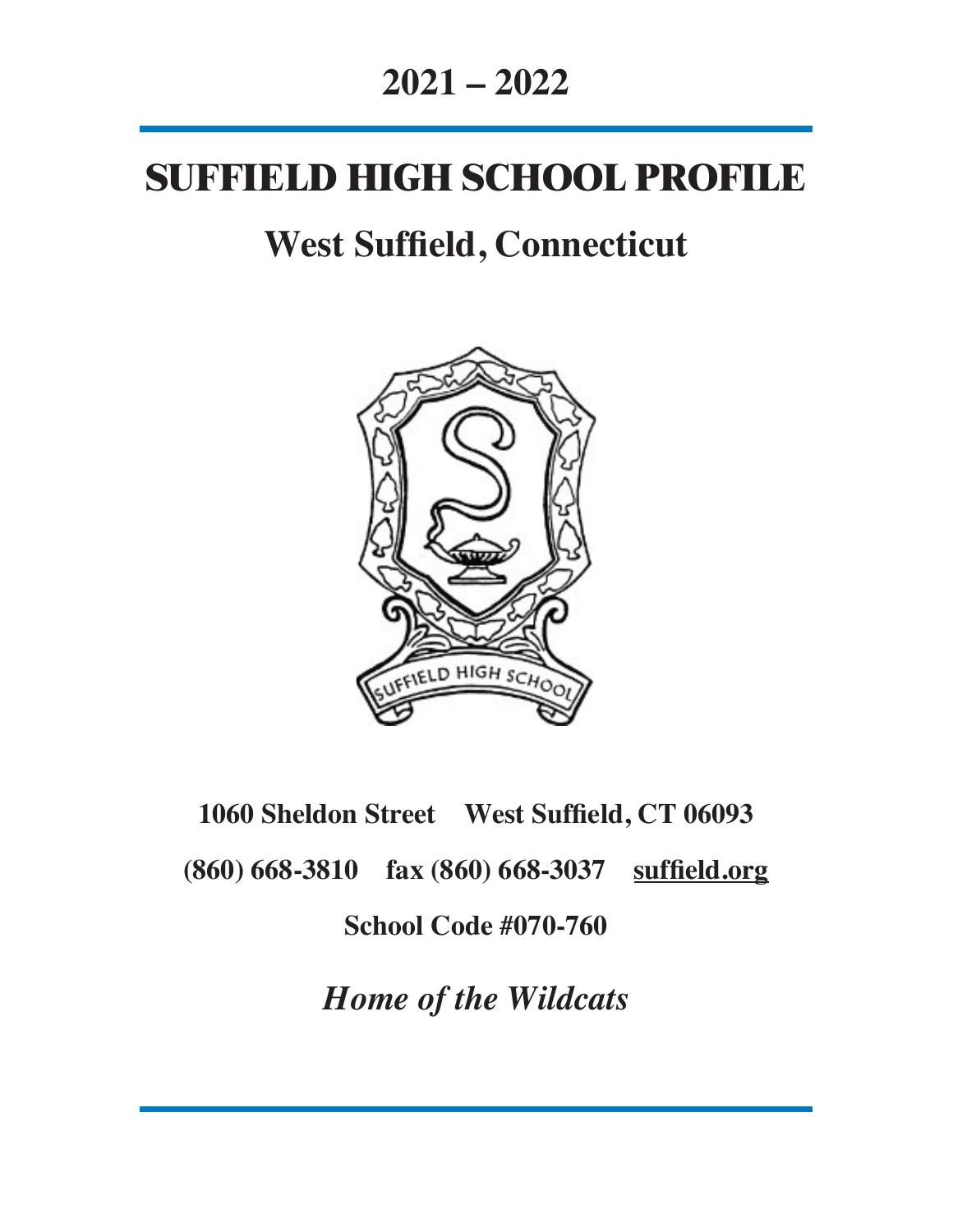## 2021 – 2022

# SUFFIELD HIGH SCHOOL PROFILE

## West Suffield, Connecticut

**1060 Sheldon Street    West Suffield, CT 06093**

**(860) 668-3810    fax (860) 668-3037    suffield.org**

**School Code #070-760**

***Home of the Wildcats***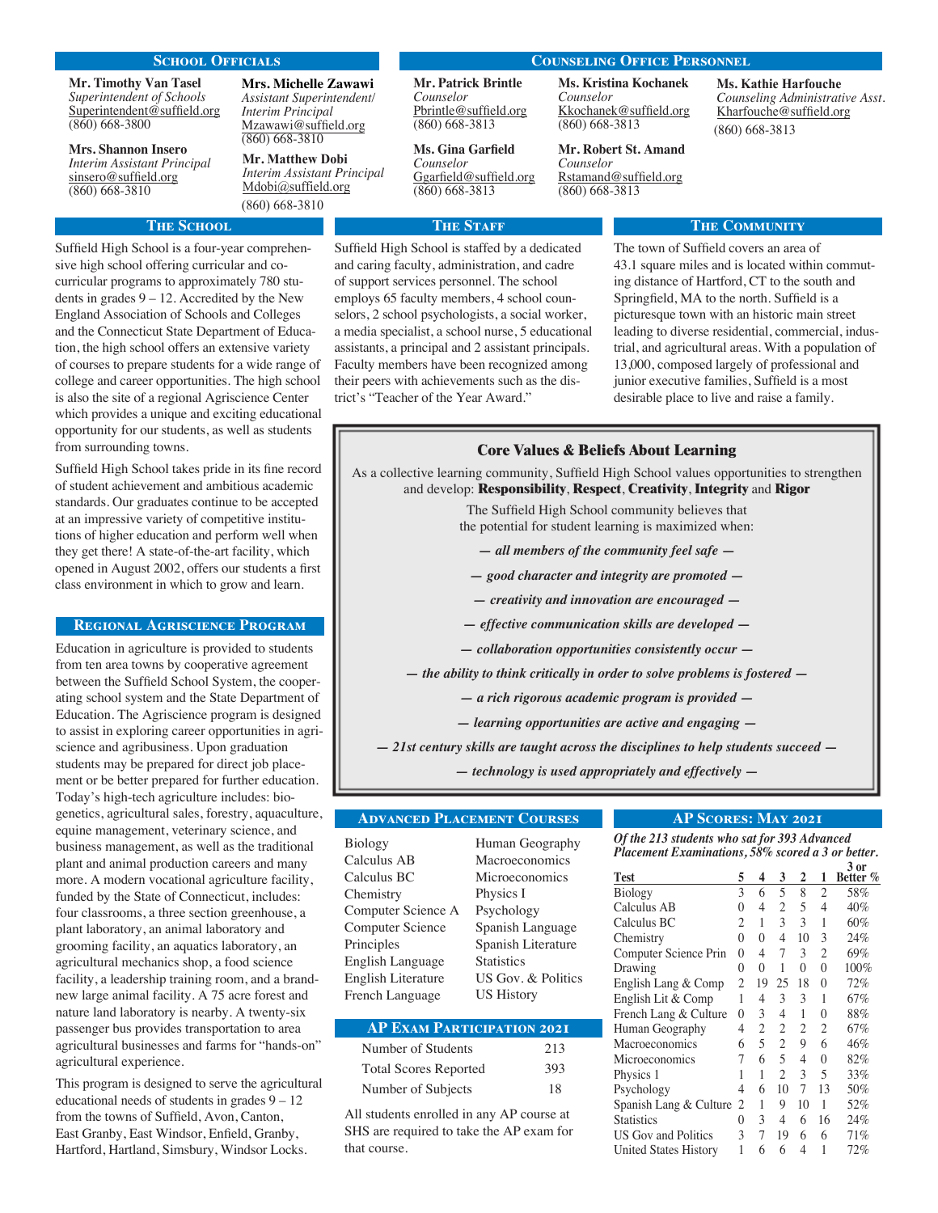## School Officials

**Mr. Timothy Van Tasel**
*Superintendent of Schools*
Superintendent@suffield.org
(860) 668-3800

**Mrs. Michelle Zawawi**
*Assistant Superintendent/ Interim Principal*
Mzawawi@suffield.org
(860) 668-3810

**Mrs. Shannon Insero**
*Interim Assistant Principal*
sinsero@suffield.org
(860) 668-3810

**Mr. Matthew Dobi**
*Interim Assistant Principal*
Mdobi@suffield.org
(860) 668-3810

## Counseling Office Personnel

**Mr. Patrick Brintle**
*Counselor*
Pbrintle@suffield.org
(860) 668-3813

**Ms. Kristina Kochanek**
*Counselor*
Kkochanek@suffield.org
(860) 668-3813

**Ms. Kathie Harfouche**
*Counseling Administrative Asst.*
Kharfouche@suffield.org
(860) 668-3813

**Ms. Gina Garfield**
*Counselor*
Ggarfield@suffield.org
(860) 668-3813

**Mr. Robert St. Amand**
*Counselor*
Rstamand@suffield.org
(860) 668-3813

## The School

Suffield High School is a four-year comprehensive high school offering curricular and co-curricular programs to approximately 780 students in grades 9 – 12. Accredited by the New England Association of Schools and Colleges and the Connecticut State Department of Education, the high school offers an extensive variety of courses to prepare students for a wide range of college and career opportunities. The high school is also the site of a regional Agriscience Center which provides a unique and exciting educational opportunity for our students, as well as students from surrounding towns.

Suffield High School takes pride in its fine record of student achievement and ambitious academic standards. Our graduates continue to be accepted at an impressive variety of competitive institutions of higher education and perform well when they get there! A state-of-the-art facility, which opened in August 2002, offers our students a first class environment in which to grow and learn.

## Regional Agriscience Program

Education in agriculture is provided to students from ten area towns by cooperative agreement between the Suffield School System, the cooperating school system and the State Department of Education. The Agriscience program is designed to assist in exploring career opportunities in agriscience and agribusiness. Upon graduation students may be prepared for direct job placement or be better prepared for further education. Today's high-tech agriculture includes: biogenetics, agricultural sales, forestry, aquaculture, equine management, veterinary science, and business management, as well as the traditional plant and animal production careers and many more. A modern vocational agriculture facility, funded by the State of Connecticut, includes: four classrooms, a three section greenhouse, a plant laboratory, an animal laboratory and grooming facility, an aquatics laboratory, an agricultural mechanics shop, a food science facility, a leadership training room, and a brand-new large animal facility. A 75 acre forest and nature land laboratory is nearby. A twenty-six passenger bus provides transportation to area agricultural businesses and farms for "hands-on" agricultural experience.

This program is designed to serve the agricultural educational needs of students in grades 9 – 12 from the towns of Suffield, Avon, Canton, East Granby, East Windsor, Enfield, Granby, Hartford, Hartland, Simsbury, Windsor Locks.

## The Staff

Suffield High School is staffed by a dedicated and caring faculty, administration, and cadre of support services personnel. The school employs 65 faculty members, 4 school counselors, 2 school psychologists, a social worker, a media specialist, a school nurse, 5 educational assistants, a principal and 2 assistant principals. Faculty members have been recognized among their peers with achievements such as the district's "Teacher of the Year Award."

## The Community

The town of Suffield covers an area of 43.1 square miles and is located within commuting distance of Hartford, CT to the south and Springfield, MA to the north. Suffield is a picturesque town with an historic main street leading to diverse residential, commercial, industrial, and agricultural areas. With a population of 13,000, composed largely of professional and junior executive families, Suffield is a most desirable place to live and raise a family.

## Core Values & Beliefs About Learning

As a collective learning community, Suffield High School values opportunities to strengthen and develop: **Responsibility**, **Respect**, **Creativity**, **Integrity** and **Rigor**

The Suffield High School community believes that the potential for student learning is maximized when:

*— all members of the community feel safe —*

*— good character and integrity are promoted —*

*— creativity and innovation are encouraged —*

*— effective communication skills are developed —*

*— collaboration opportunities consistently occur —*

*— the ability to think critically in order to solve problems is fostered —*

*— a rich rigorous academic program is provided —*

*— learning opportunities are active and engaging —*

*— 21st century skills are taught across the disciplines to help students succeed —*

*— technology is used appropriately and effectively —*

## Advanced Placement Courses

| | |
|---|---|
| Biology | Human Geography |
| Calculus AB | Macroeconomics |
| Calculus BC | Microeconomics |
| Chemistry | Physics I |
| Computer Science A | Psychology |
| Computer Science Principles | Spanish Language |
| English Language | Spanish Literature |
| English Literature | Statistics |
| French Language | US Gov. & Politics |
| | US History |

## AP Exam Participation 2021

| | |
|---|---|
| Number of Students | 213 |
| Total Scores Reported | 393 |
| Number of Subjects | 18 |

All students enrolled in any AP course at SHS are required to take the AP exam for that course.

## AP Scores: May 2021

*Of the 213 students who sat for 393 Advanced Placement Examinations, 58% scored a 3 or better.*

| Test | 5 | 4 | 3 | 2 | 1 | 3 or Better % |
|---|---|---|---|---|---|---|
| Biology | 3 | 6 | 5 | 8 | 2 | 58% |
| Calculus AB | 0 | 4 | 2 | 5 | 4 | 40% |
| Calculus BC | 2 | 1 | 3 | 3 | 1 | 60% |
| Chemistry | 0 | 0 | 4 | 10 | 3 | 24% |
| Computer Science Prin | 0 | 4 | 7 | 3 | 2 | 69% |
| Drawing | 0 | 0 | 1 | 0 | 0 | 100% |
| English Lang & Comp | 2 | 19 | 25 | 18 | 0 | 72% |
| English Lit & Comp | 1 | 4 | 3 | 3 | 1 | 67% |
| French Lang & Culture | 0 | 3 | 4 | 1 | 0 | 88% |
| Human Geography | 4 | 2 | 2 | 2 | 2 | 67% |
| Macroeconomics | 6 | 5 | 2 | 9 | 6 | 46% |
| Microeconomics | 7 | 6 | 5 | 4 | 0 | 82% |
| Physics 1 | 1 | 1 | 2 | 3 | 5 | 33% |
| Psychology | 4 | 6 | 10 | 7 | 13 | 50% |
| Spanish Lang & Culture | 2 | 1 | 9 | 10 | 1 | 52% |
| Statistics | 0 | 3 | 4 | 6 | 16 | 24% |
| US Gov and Politics | 3 | 7 | 19 | 6 | 6 | 71% |
| United States History | 1 | 6 | 6 | 4 | 1 | 72% |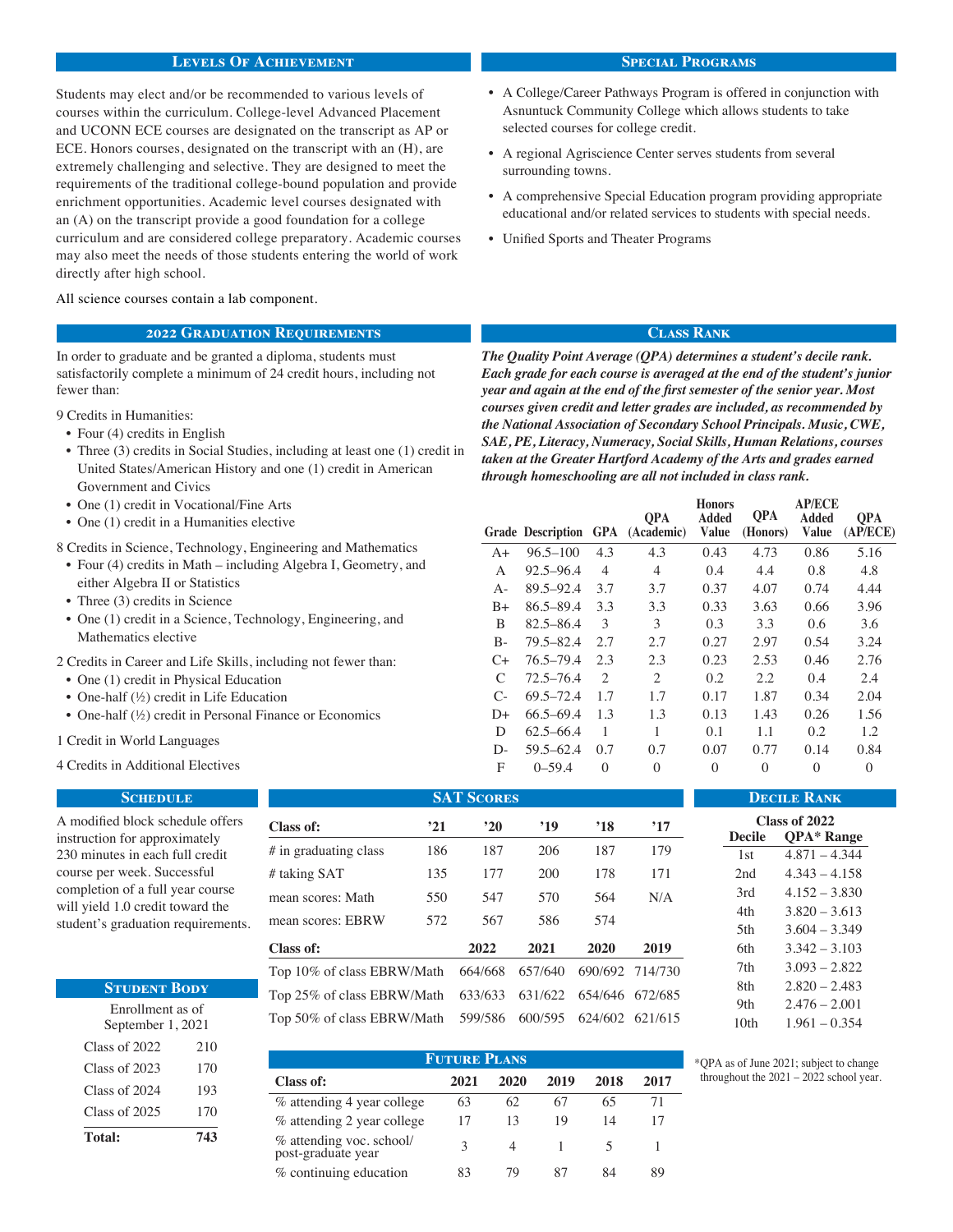## Levels Of Achievement

Students may elect and/or be recommended to various levels of courses within the curriculum. College-level Advanced Placement and UCONN ECE courses are designated on the transcript as AP or ECE. Honors courses, designated on the transcript with an (H), are extremely challenging and selective. They are designed to meet the requirements of the traditional college-bound population and provide enrichment opportunities. Academic level courses designated with an (A) on the transcript provide a good foundation for a college curriculum and are considered college preparatory. Academic courses may also meet the needs of those students entering the world of work directly after high school.

All science courses contain a lab component.

## Special Programs

- A College/Career Pathways Program is offered in conjunction with Asnuntuck Community College which allows students to take selected courses for college credit.
- A regional Agriscience Center serves students from several surrounding towns.
- A comprehensive Special Education program providing appropriate educational and/or related services to students with special needs.
- Unified Sports and Theater Programs

## 2022 Graduation Requirements

In order to graduate and be granted a diploma, students must satisfactorily complete a minimum of 24 credit hours, including not fewer than:

9 Credits in Humanities:

- Four (4) credits in English
- Three (3) credits in Social Studies, including at least one (1) credit in United States/American History and one (1) credit in American Government and Civics
- One (1) credit in Vocational/Fine Arts
- One (1) credit in a Humanities elective

8 Credits in Science, Technology, Engineering and Mathematics

- Four (4) credits in Math – including Algebra I, Geometry, and either Algebra II or Statistics
- Three (3) credits in Science
- One (1) credit in a Science, Technology, Engineering, and Mathematics elective

2 Credits in Career and Life Skills, including not fewer than:

- One (1) credit in Physical Education
- One-half (½) credit in Life Education
- One-half (½) credit in Personal Finance or Economics

1 Credit in World Languages

4 Credits in Additional Electives

## Class Rank

***The Quality Point Average (QPA) determines a student's decile rank. Each grade for each course is averaged at the end of the student's junior year and again at the end of the first semester of the senior year. Most courses given credit and letter grades are included, as recommended by the National Association of Secondary School Principals. Music, CWE, SAE, PE, Literacy, Numeracy, Social Skills, Human Relations, courses taken at the Greater Hartford Academy of the Arts and grades earned through homeschooling are all not included in class rank.***

| Grade | Description | GPA | QPA (Academic) | Honors Added Value | QPA (Honors) | AP/ECE Added Value | QPA (AP/ECE) |
|---|---|---|---|---|---|---|---|
| A+ | 96.5–100 | 4.3 | 4.3 | 0.43 | 4.73 | 0.86 | 5.16 |
| A | 92.5–96.4 | 4 | 4 | 0.4 | 4.4 | 0.8 | 4.8 |
| A- | 89.5–92.4 | 3.7 | 3.7 | 0.37 | 4.07 | 0.74 | 4.44 |
| B+ | 86.5–89.4 | 3.3 | 3.3 | 0.33 | 3.63 | 0.66 | 3.96 |
| B | 82.5–86.4 | 3 | 3 | 0.3 | 3.3 | 0.6 | 3.6 |
| B- | 79.5–82.4 | 2.7 | 2.7 | 0.27 | 2.97 | 0.54 | 3.24 |
| C+ | 76.5–79.4 | 2.3 | 2.3 | 0.23 | 2.53 | 0.46 | 2.76 |
| C | 72.5–76.4 | 2 | 2 | 0.2 | 2.2 | 0.4 | 2.4 |
| C- | 69.5–72.4 | 1.7 | 1.7 | 0.17 | 1.87 | 0.34 | 2.04 |
| D+ | 66.5–69.4 | 1.3 | 1.3 | 0.13 | 1.43 | 0.26 | 1.56 |
| D | 62.5–66.4 | 1 | 1 | 0.1 | 1.1 | 0.2 | 1.2 |
| D- | 59.5–62.4 | 0.7 | 0.7 | 0.07 | 0.77 | 0.14 | 0.84 |
| F | 0–59.4 | 0 | 0 | 0 | 0 | 0 | 0 |

## Schedule

A modified block schedule offers instruction for approximately 230 minutes in each full credit course per week. Successful completion of a full year course will yield 1.0 credit toward the student's graduation requirements.

## Student Body

Enrollment as of September 1, 2021

| | |
|---|---|
| Class of 2022 | 210 |
| Class of 2023 | 170 |
| Class of 2024 | 193 |
| Class of 2025 | 170 |
| **Total:** | **743** |

## SAT Scores

| Class of: | '21 | '20 | '19 | '18 | '17 |
|---|---|---|---|---|---|
| # in graduating class | 186 | 187 | 206 | 187 | 179 |
| # taking SAT | 135 | 177 | 200 | 178 | 171 |
| mean scores: Math | 550 | 547 | 570 | 564 | N/A |
| mean scores: EBRW | 572 | 567 | 586 | 574 | |

| Class of: | 2022 | 2021 | 2020 | 2019 |
|---|---|---|---|---|
| Top 10% of class EBRW/Math | 664/668 | 657/640 | 690/692 | 714/730 |
| Top 25% of class EBRW/Math | 633/633 | 631/622 | 654/646 | 672/685 |
| Top 50% of class EBRW/Math | 599/586 | 600/595 | 624/602 | 621/615 |

## Future Plans

| Class of: | 2021 | 2020 | 2019 | 2018 | 2017 |
|---|---|---|---|---|---|
| % attending 4 year college | 63 | 62 | 67 | 65 | 71 |
| % attending 2 year college | 17 | 13 | 19 | 14 | 17 |
| % attending voc. school/ post-graduate year | 3 | 4 | 1 | 5 | 1 |
| % continuing education | 83 | 79 | 87 | 84 | 89 |

## Decile Rank

Class of 2022

| Decile | QPA* Range |
|---|---|
| 1st | 4.871 – 4.344 |
| 2nd | 4.343 – 4.158 |
| 3rd | 4.152 – 3.830 |
| 4th | 3.820 – 3.613 |
| 5th | 3.604 – 3.349 |
| 6th | 3.342 – 3.103 |
| 7th | 3.093 – 2.822 |
| 8th | 2.820 – 2.483 |
| 9th | 2.476 – 2.001 |
| 10th | 1.961 – 0.354 |

*QPA as of June 2021; subject to change throughout the 2021 – 2022 school year.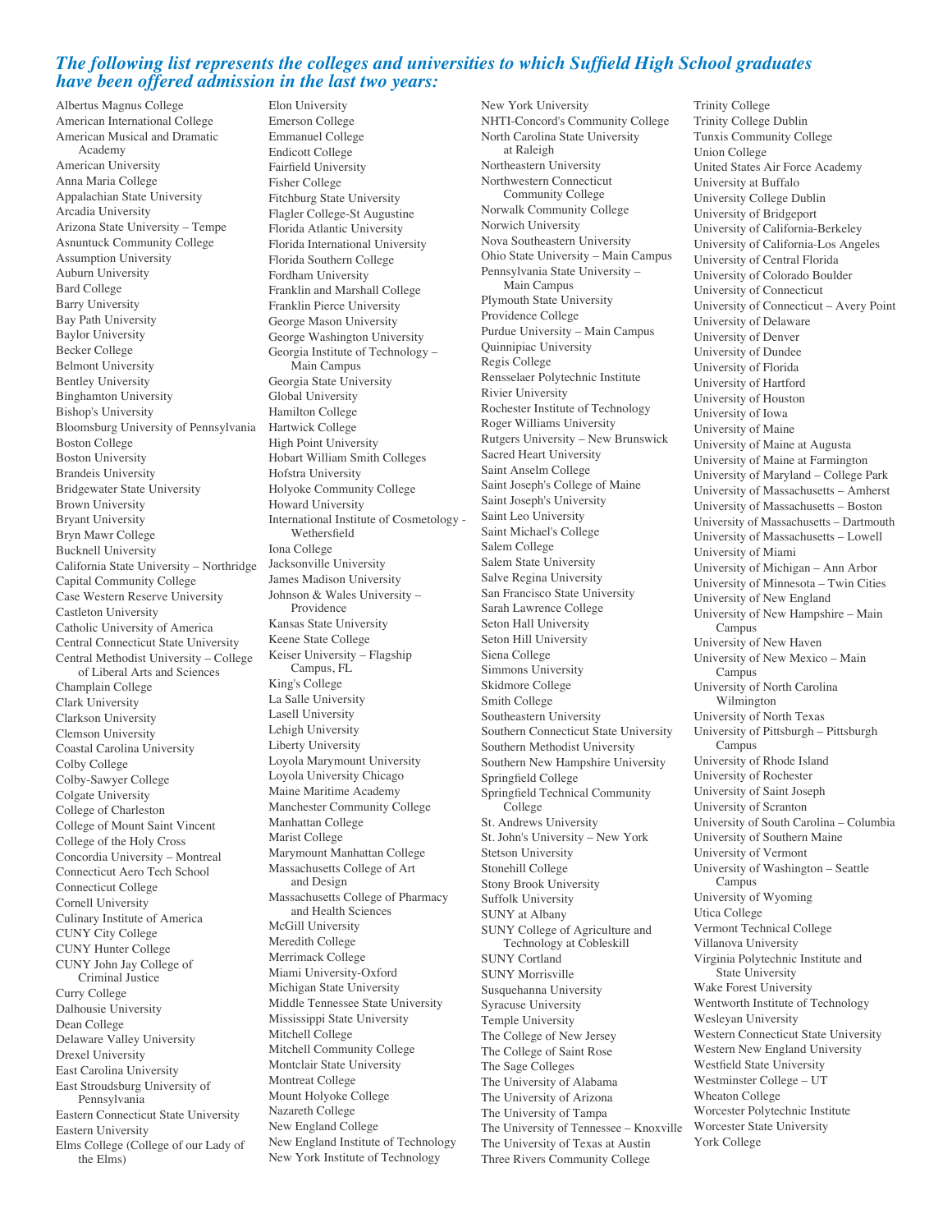## *The following list represents the colleges and universities to which Suffield High School graduates have been offered admission in the last two years:*

Albertus Magnus College
American International College
American Musical and Dramatic Academy
American University
Anna Maria College
Appalachian State University
Arcadia University
Arizona State University – Tempe
Asnuntuck Community College
Assumption University
Auburn University
Bard College
Barry University
Bay Path University
Baylor University
Becker College
Belmont University
Bentley University
Binghamton University
Bishop's University
Bloomsburg University of Pennsylvania
Boston College
Boston University
Brandeis University
Bridgewater State University
Brown University
Bryant University
Bryn Mawr College
Bucknell University
California State University – Northridge
Capital Community College
Case Western Reserve University
Castleton University
Catholic University of America
Central Connecticut State University
Central Methodist University – College of Liberal Arts and Sciences
Champlain College
Clark University
Clarkson University
Clemson University
Coastal Carolina University
Colby College
Colby-Sawyer College
Colgate University
College of Charleston
College of Mount Saint Vincent
College of the Holy Cross
Concordia University – Montreal
Connecticut Aero Tech School
Connecticut College
Cornell University
Culinary Institute of America
CUNY City College
CUNY Hunter College
CUNY John Jay College of Criminal Justice
Curry College
Dalhousie University
Dean College
Delaware Valley University
Drexel University
East Carolina University
East Stroudsburg University of Pennsylvania
Eastern Connecticut State University
Eastern University
Elms College (College of our Lady of the Elms)
Elon University
Emerson College
Emmanuel College
Endicott College
Fairfield University
Fisher College
Fitchburg State University
Flagler College-St Augustine
Florida Atlantic University
Florida International University
Florida Southern College
Fordham University
Franklin and Marshall College
Franklin Pierce University
George Mason University
George Washington University
Georgia Institute of Technology – Main Campus
Georgia State University
Global University
Hamilton College
Hartwick College
High Point University
Hobart William Smith Colleges
Hofstra University
Holyoke Community College
Howard University
International Institute of Cosmetology - Wethersfield
Iona College
Jacksonville University
James Madison University
Johnson & Wales University – Providence
Kansas State University
Keene State College
Keiser University – Flagship Campus, FL
King's College
La Salle University
Lasell University
Lehigh University
Liberty University
Loyola Marymount University
Loyola University Chicago
Maine Maritime Academy
Manchester Community College
Manhattan College
Marist College
Marymount Manhattan College
Massachusetts College of Art and Design
Massachusetts College of Pharmacy and Health Sciences
McGill University
Meredith College
Merrimack College
Miami University-Oxford
Michigan State University
Middle Tennessee State University
Mississippi State University
Mitchell College
Mitchell Community College
Montclair State University
Montreat College
Mount Holyoke College
Nazareth College
New England College
New England Institute of Technology
New York Institute of Technology
New York University
NHTI-Concord's Community College
North Carolina State University at Raleigh
Northeastern University
Northwestern Connecticut Community College
Norwalk Community College
Norwich University
Nova Southeastern University
Ohio State University – Main Campus
Pennsylvania State University – Main Campus
Plymouth State University
Providence College
Purdue University – Main Campus
Quinnipiac University
Regis College
Rensselaer Polytechnic Institute
Rivier University
Rochester Institute of Technology
Roger Williams University
Rutgers University – New Brunswick
Sacred Heart University
Saint Anselm College
Saint Joseph's College of Maine
Saint Joseph's University
Saint Leo University
Saint Michael's College
Salem College
Salem State University
Salve Regina University
San Francisco State University
Sarah Lawrence College
Seton Hall University
Seton Hill University
Siena College
Simmons University
Skidmore College
Smith College
Southeastern University
Southern Connecticut State University
Southern Methodist University
Southern New Hampshire University
Springfield College
Springfield Technical Community College
St. Andrews University
St. John's University – New York
Stetson University
Stonehill College
Stony Brook University
Suffolk University
SUNY at Albany
SUNY College of Agriculture and Technology at Cobleskill
SUNY Cortland
SUNY Morrisville
Susquehanna University
Syracuse University
Temple University
The College of New Jersey
The College of Saint Rose
The Sage Colleges
The University of Alabama
The University of Arizona
The University of Tampa
The University of Tennessee – Knoxville
The University of Texas at Austin
Three Rivers Community College
Trinity College
Trinity College Dublin
Tunxis Community College
Union College
United States Air Force Academy
University at Buffalo
University College Dublin
University of Bridgeport
University of California-Berkeley
University of California-Los Angeles
University of Central Florida
University of Colorado Boulder
University of Connecticut
University of Connecticut – Avery Point
University of Delaware
University of Denver
University of Dundee
University of Florida
University of Hartford
University of Houston
University of Iowa
University of Maine
University of Maine at Augusta
University of Maine at Farmington
University of Maryland – College Park
University of Massachusetts – Amherst
University of Massachusetts – Boston
University of Massachusetts – Dartmouth
University of Massachusetts – Lowell
University of Miami
University of Michigan – Ann Arbor
University of Minnesota – Twin Cities
University of New England
University of New Hampshire – Main Campus
University of New Haven
University of New Mexico – Main Campus
University of North Carolina Wilmington
University of North Texas
University of Pittsburgh – Pittsburgh Campus
University of Rhode Island
University of Rochester
University of Saint Joseph
University of Scranton
University of South Carolina – Columbia
University of Southern Maine
University of Vermont
University of Washington – Seattle Campus
University of Wyoming
Utica College
Vermont Technical College
Villanova University
Virginia Polytechnic Institute and State University
Wake Forest University
Wentworth Institute of Technology
Wesleyan University
Western Connecticut State University
Western New England University
Westfield State University
Westminster College – UT
Wheaton College
Worcester Polytechnic Institute
Worcester State University
York College